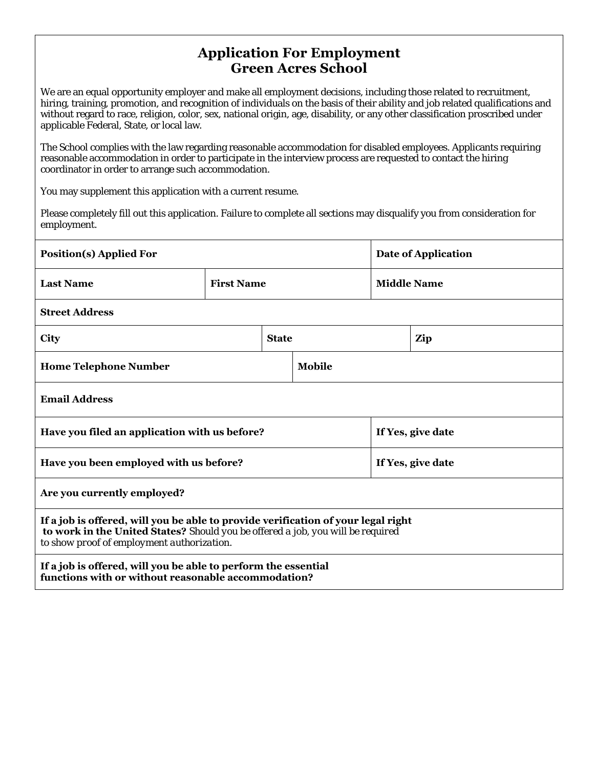# Application For Employment
# Green Acres School

We are an equal opportunity employer and make all employment decisions, including those related to recruitment, hiring, training, promotion, and recognition of individuals on the basis of their ability and job related qualifications and without regard to race, religion, color, sex, national origin, age, disability, or any other classification proscribed under applicable Federal, State, or local law.

The School complies with the law regarding reasonable accommodation for disabled employees. Applicants requiring reasonable accommodation in order to participate in the interview process are requested to contact the hiring coordinator in order to arrange such accommodation.

You may supplement this application with a current resume.

Please completely fill out this application. Failure to complete all sections may disqualify you from consideration for employment.

| | | |
|---|---|---|
| **Position(s) Applied For** | | **Date of Application** |
| **Last Name** | **First Name** | **Middle Name** |
| **Street Address** | | |
| **City** | **State** | **Zip** |
| **Home Telephone Number** | **Mobile** | |
| **Email Address** | | |
| **Have you filed an application with us before?** | | **If Yes, give date** |
| **Have you been employed with us before?** | | **If Yes, give date** |
| **Are you currently employed?** | | |
| **If a job is offered, will you be able to provide verification of your legal right to work in the United States?** *Should you be offered a job, you will be required to show proof of employment authorization.* | | |
| **If a job is offered, will you be able to perform the essential functions with or without reasonable accommodation?** | | |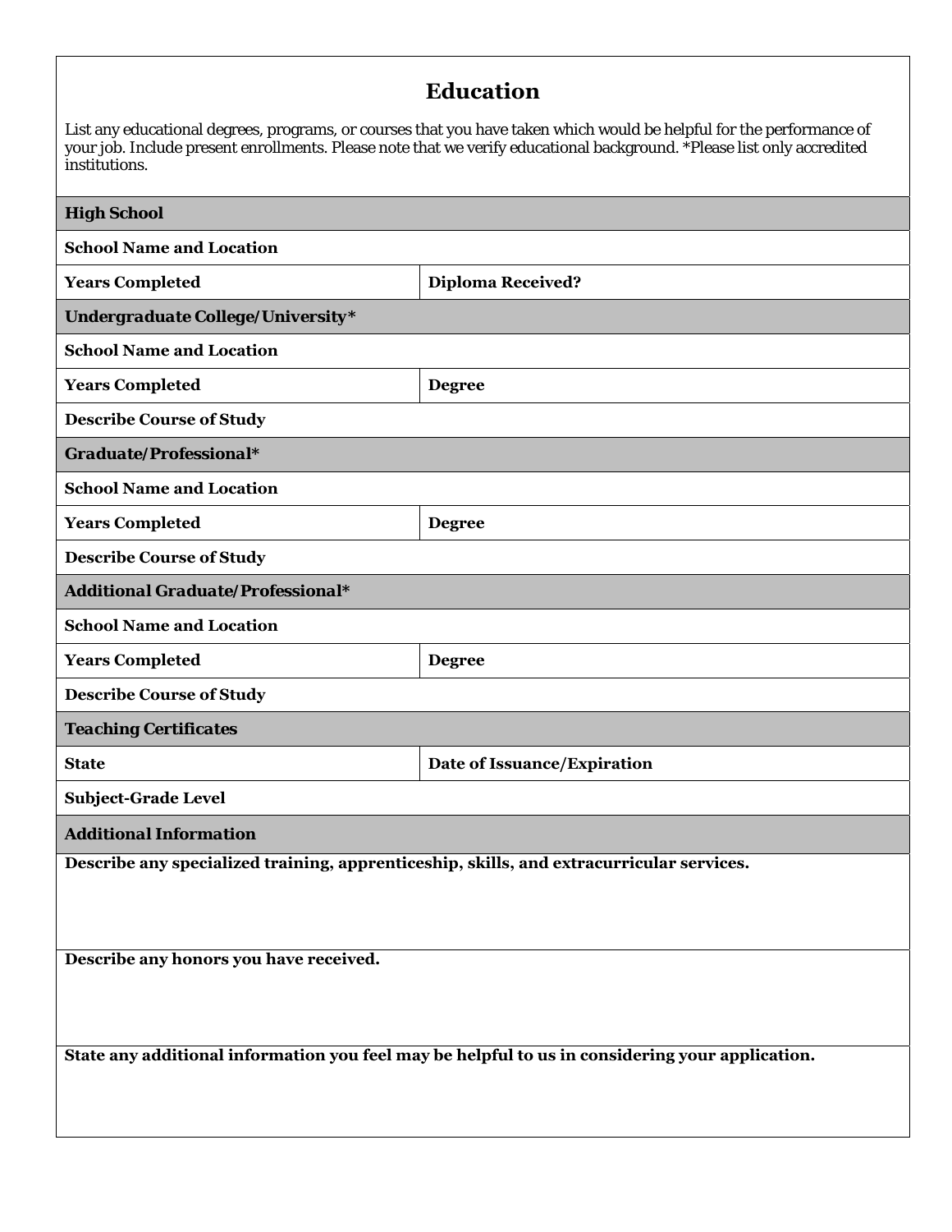## Education

List any educational degrees, programs, or courses that you have taken which would be helpful for the performance of your job. Include present enrollments. Please note that we verify educational background. *Please list only accredited institutions.

| **High School** | |
|---|---|
| **School Name and Location** | |
| **Years Completed** | **Diploma Received?** |
| **Undergraduate College/University*** | |
| **School Name and Location** | |
| **Years Completed** | **Degree** |
| **Describe Course of Study** | |
| **Graduate/Professional*** | |
| **School Name and Location** | |
| **Years Completed** | **Degree** |
| **Describe Course of Study** | |
| **Additional Graduate/Professional*** | |
| **School Name and Location** | |
| **Years Completed** | **Degree** |
| **Describe Course of Study** | |
| **Teaching Certificates** | |
| **State** | **Date of Issuance/Expiration** |
| **Subject-Grade Level** | |
| **Additional Information** | |
| **Describe any specialized training, apprenticeship, skills, and extracurricular services.** | |
| **Describe any honors you have received.** | |
| **State any additional information you feel may be helpful to us in considering your application.** | |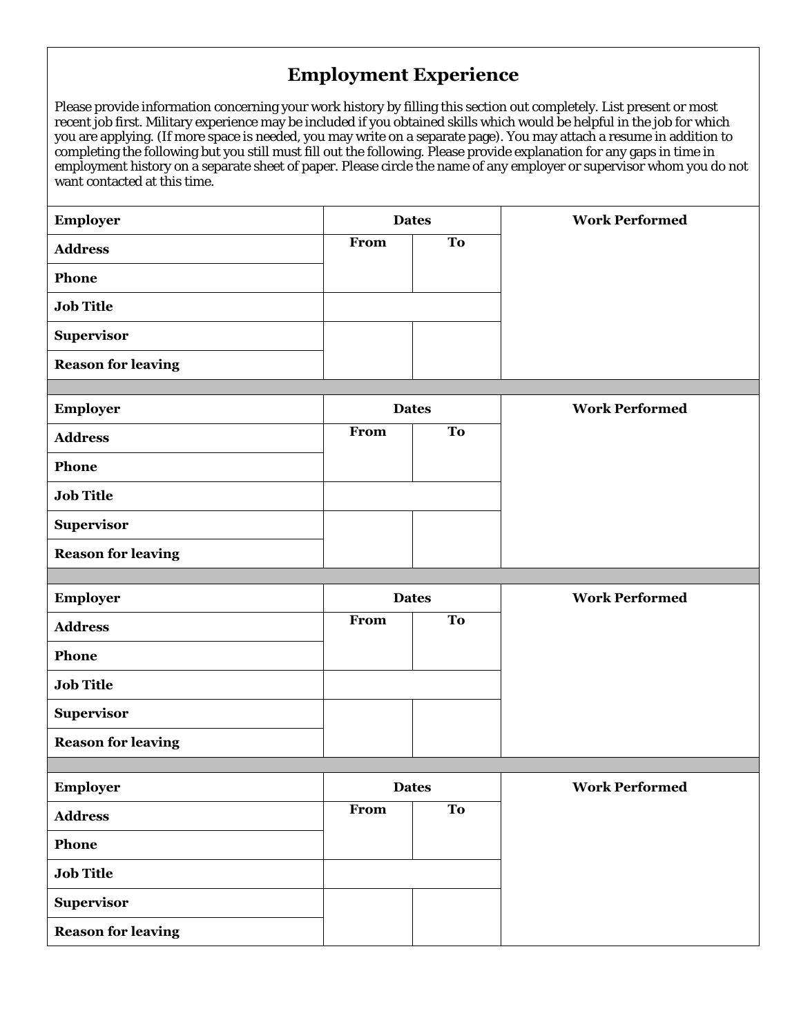## Employment Experience

Please provide information concerning your work history by filling this section out completely. List present or most recent job first. Military experience may be included if you obtained skills which would be helpful in the job for which you are applying. (If more space is needed, you may write on a separate page). You may attach a resume in addition to completing the following but you still must fill out the following. Please provide explanation for any gaps in time in employment history on a separate sheet of paper. Please circle the name of any employer or supervisor whom you do not want contacted at this time.

| **Employer** | **Dates** | | **Work Performed** |
|---|---|---|---|
| **Address** | **From** | **To** | |
| **Phone** | | | |
| **Job Title** | | | |
| **Supervisor** | | | |
| **Reason for leaving** | | | |

| **Employer** | **Dates** | | **Work Performed** |
|---|---|---|---|
| **Address** | **From** | **To** | |
| **Phone** | | | |
| **Job Title** | | | |
| **Supervisor** | | | |
| **Reason for leaving** | | | |

| **Employer** | **Dates** | | **Work Performed** |
|---|---|---|---|
| **Address** | **From** | **To** | |
| **Phone** | | | |
| **Job Title** | | | |
| **Supervisor** | | | |
| **Reason for leaving** | | | |

| **Employer** | **Dates** | | **Work Performed** |
|---|---|---|---|
| **Address** | **From** | **To** | |
| **Phone** | | | |
| **Job Title** | | | |
| **Supervisor** | | | |
| **Reason for leaving** | | | |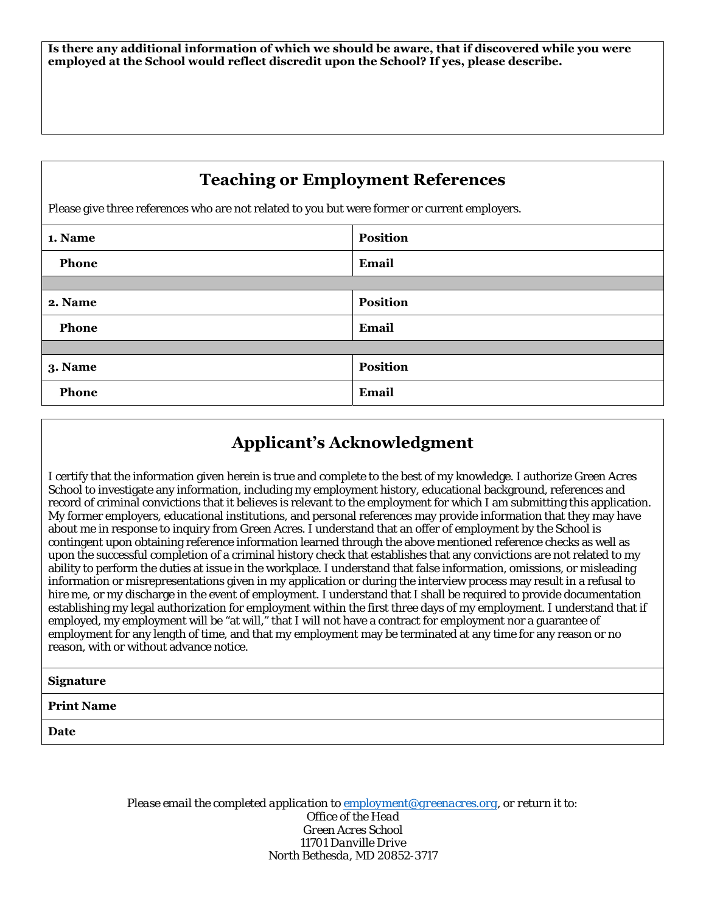**Is there any additional information of which we should be aware, that if discovered while you were employed at the School would reflect discredit upon the School? If yes, please describe.**

## Teaching or Employment References

Please give three references who are not related to you but were former or current employers.

| | |
|---|---|
| **1. Name** | **Position** |
| **Phone** | **Email** |
| | |
| **2. Name** | **Position** |
| **Phone** | **Email** |
| | |
| **3. Name** | **Position** |
| **Phone** | **Email** |

## Applicant's Acknowledgment

I certify that the information given herein is true and complete to the best of my knowledge. I authorize Green Acres School to investigate any information, including my employment history, educational background, references and record of criminal convictions that it believes is relevant to the employment for which I am submitting this application. My former employers, educational institutions, and personal references may provide information that they may have about me in response to inquiry from Green Acres. I understand that an offer of employment by the School is contingent upon obtaining reference information learned through the above mentioned reference checks as well as upon the successful completion of a criminal history check that establishes that any convictions are not related to my ability to perform the duties at issue in the workplace. I understand that false information, omissions, or misleading information or misrepresentations given in my application or during the interview process may result in a refusal to hire me, or my discharge in the event of employment. I understand that I shall be required to provide documentation establishing my legal authorization for employment within the first three days of my employment. I understand that if employed, my employment will be "at will," that I will not have a contract for employment nor a guarantee of employment for any length of time, and that my employment may be terminated at any time for any reason or no reason, with or without advance notice.

**Signature**

**Print Name**

**Date**

*Please email the completed application to employment@greenacres.org, or return it to:*
*Office of the Head*
*Green Acres School*
*11701 Danville Drive*
North Bethesda, MD 20852-3717